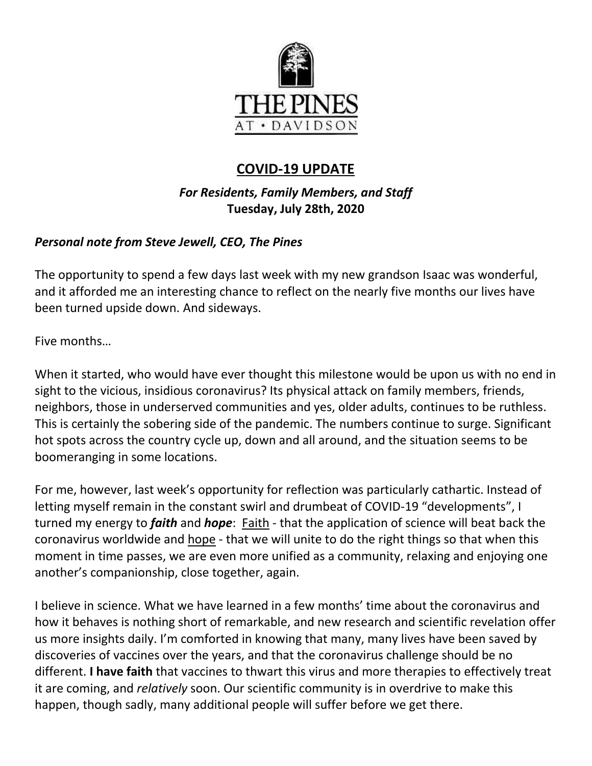THE PINES

AT • DAVIDSON

## COVID-19 UPDATE

***For Residents, Family Members, and Staff***
**Tuesday, July 28th, 2020**

***Personal note from Steve Jewell, CEO, The Pines***

The opportunity to spend a few days last week with my new grandson Isaac was wonderful, and it afforded me an interesting chance to reflect on the nearly five months our lives have been turned upside down. And sideways.

Five months…

When it started, who would have ever thought this milestone would be upon us with no end in sight to the vicious, insidious coronavirus? Its physical attack on family members, friends, neighbors, those in underserved communities and yes, older adults, continues to be ruthless. This is certainly the sobering side of the pandemic. The numbers continue to surge. Significant hot spots across the country cycle up, down and all around, and the situation seems to be boomeranging in some locations.

For me, however, last week's opportunity for reflection was particularly cathartic. Instead of letting myself remain in the constant swirl and drumbeat of COVID-19 "developments", I turned my energy to ***faith*** and ***hope***: <u>Faith</u> - that the application of science will beat back the coronavirus worldwide and <u>hope</u> - that we will unite to do the right things so that when this moment in time passes, we are even more unified as a community, relaxing and enjoying one another's companionship, close together, again.

I believe in science. What we have learned in a few months' time about the coronavirus and how it behaves is nothing short of remarkable, and new research and scientific revelation offer us more insights daily. I'm comforted in knowing that many, many lives have been saved by discoveries of vaccines over the years, and that the coronavirus challenge should be no different. **I have faith** that vaccines to thwart this virus and more therapies to effectively treat it are coming, and *relatively* soon. Our scientific community is in overdrive to make this happen, though sadly, many additional people will suffer before we get there.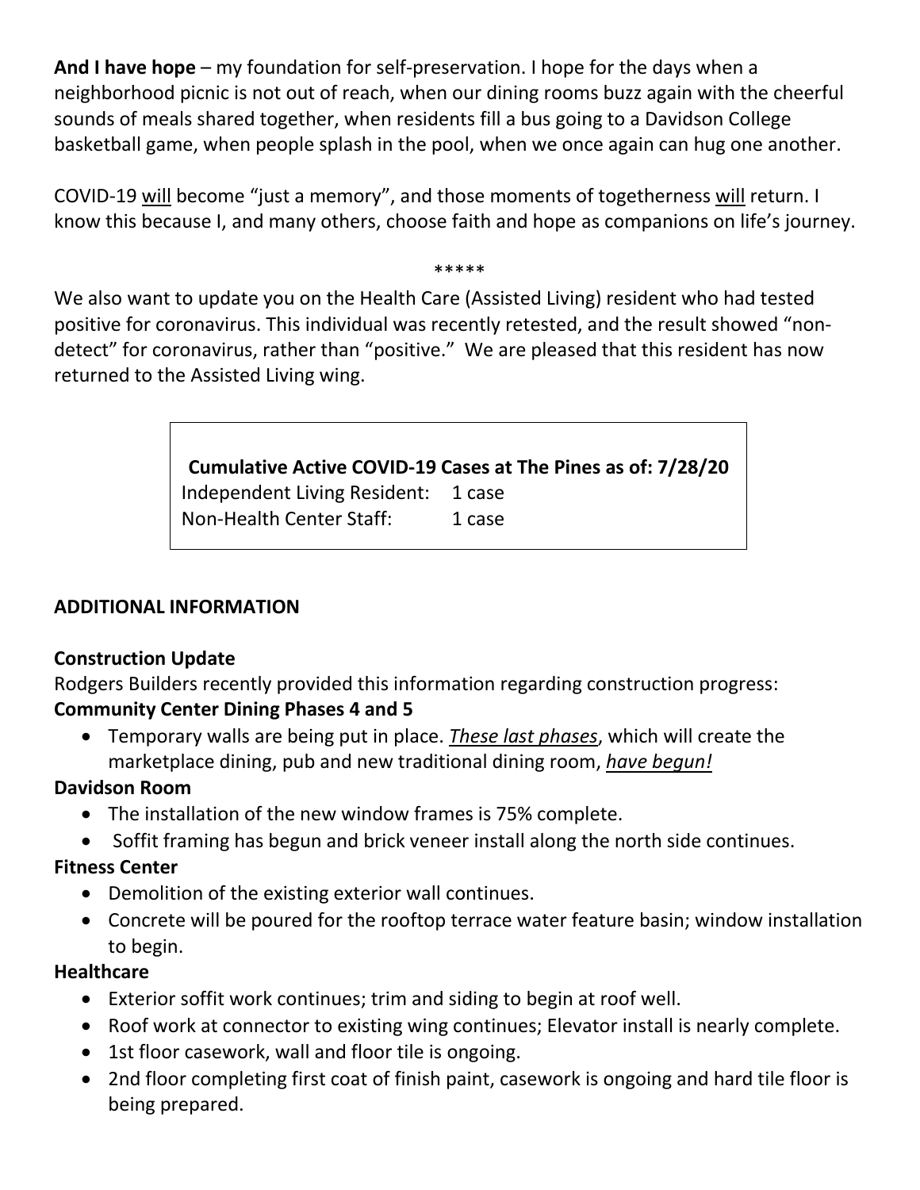**And I have hope** – my foundation for self-preservation. I hope for the days when a neighborhood picnic is not out of reach, when our dining rooms buzz again with the cheerful sounds of meals shared together, when residents fill a bus going to a Davidson College basketball game, when people splash in the pool, when we once again can hug one another.

COVID-19 <u>will</u> become "just a memory", and those moments of togetherness <u>will</u> return. I know this because I, and many others, choose faith and hope as companions on life's journey.

*****

We also want to update you on the Health Care (Assisted Living) resident who had tested positive for coronavirus. This individual was recently retested, and the result showed "non-detect" for coronavirus, rather than "positive." We are pleased that this resident has now returned to the Assisted Living wing.

| Cumulative Active COVID-19 Cases at The Pines as of: 7/28/20 | |
|---|---|
| Independent Living Resident: | 1 case |
| Non-Health Center Staff: | 1 case |

## ADDITIONAL INFORMATION

### Construction Update

Rodgers Builders recently provided this information regarding construction progress:

**Community Center Dining Phases 4 and 5**

- Temporary walls are being put in place. <u>*These last phases*</u>, which will create the marketplace dining, pub and new traditional dining room, <u>*have begun!*</u>

**Davidson Room**

- The installation of the new window frames is 75% complete.
- Soffit framing has begun and brick veneer install along the north side continues.

**Fitness Center**

- Demolition of the existing exterior wall continues.
- Concrete will be poured for the rooftop terrace water feature basin; window installation to begin.

**Healthcare**

- Exterior soffit work continues; trim and siding to begin at roof well.
- Roof work at connector to existing wing continues; Elevator install is nearly complete.
- 1st floor casework, wall and floor tile is ongoing.
- 2nd floor completing first coat of finish paint, casework is ongoing and hard tile floor is being prepared.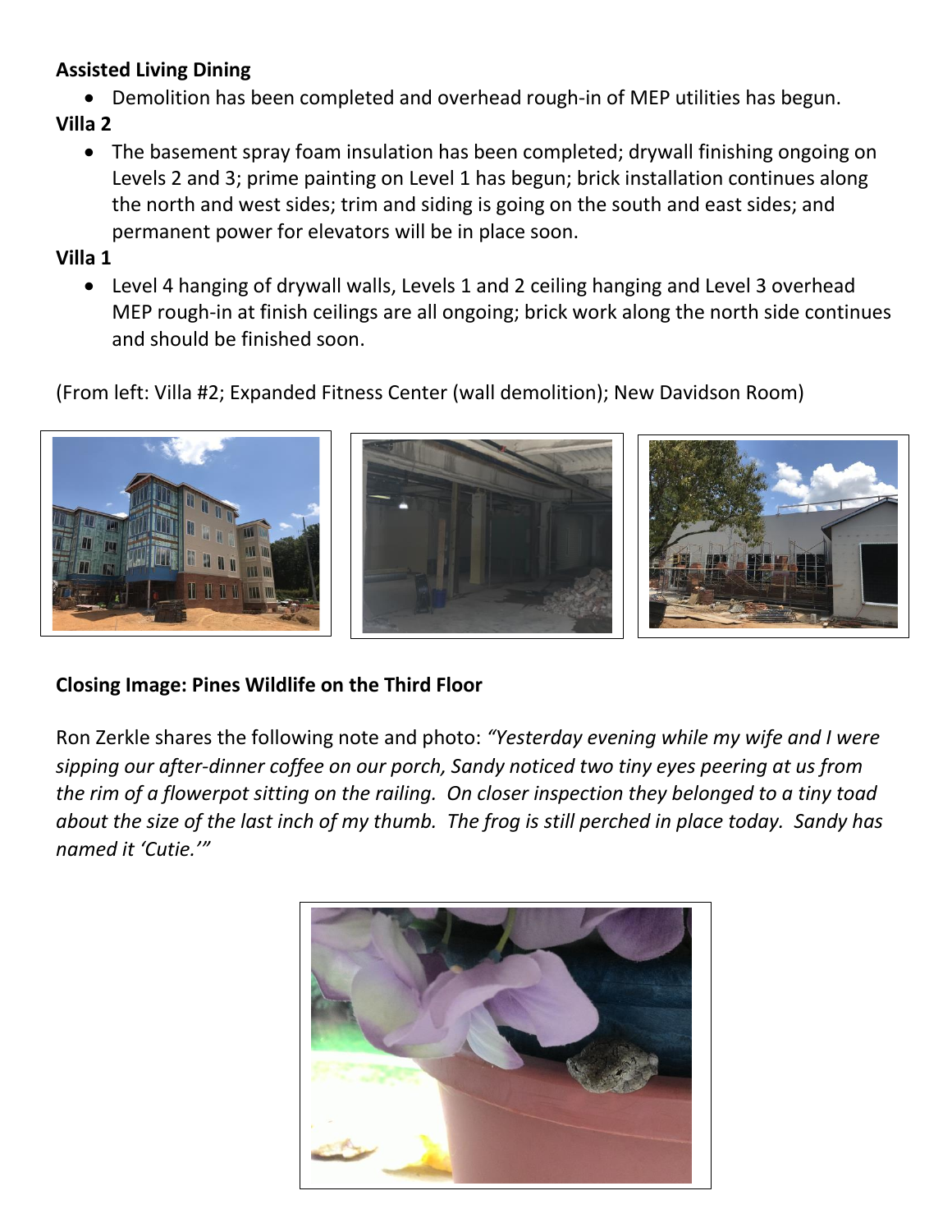**Assisted Living Dining**

- Demolition has been completed and overhead rough-in of MEP utilities has begun.

**Villa 2**

- The basement spray foam insulation has been completed; drywall finishing ongoing on Levels 2 and 3; prime painting on Level 1 has begun; brick installation continues along the north and west sides; trim and siding is going on the south and east sides; and permanent power for elevators will be in place soon.

**Villa 1**

- Level 4 hanging of drywall walls, Levels 1 and 2 ceiling hanging and Level 3 overhead MEP rough-in at finish ceilings are all ongoing; brick work along the north side continues and should be finished soon.

(From left: Villa #2; Expanded Fitness Center (wall demolition); New Davidson Room)

**Closing Image: Pines Wildlife on the Third Floor**

Ron Zerkle shares the following note and photo: *"Yesterday evening while my wife and I were sipping our after-dinner coffee on our porch, Sandy noticed two tiny eyes peering at us from the rim of a flowerpot sitting on the railing. On closer inspection they belonged to a tiny toad about the size of the last inch of my thumb. The frog is still perched in place today. Sandy has named it 'Cutie.'"*